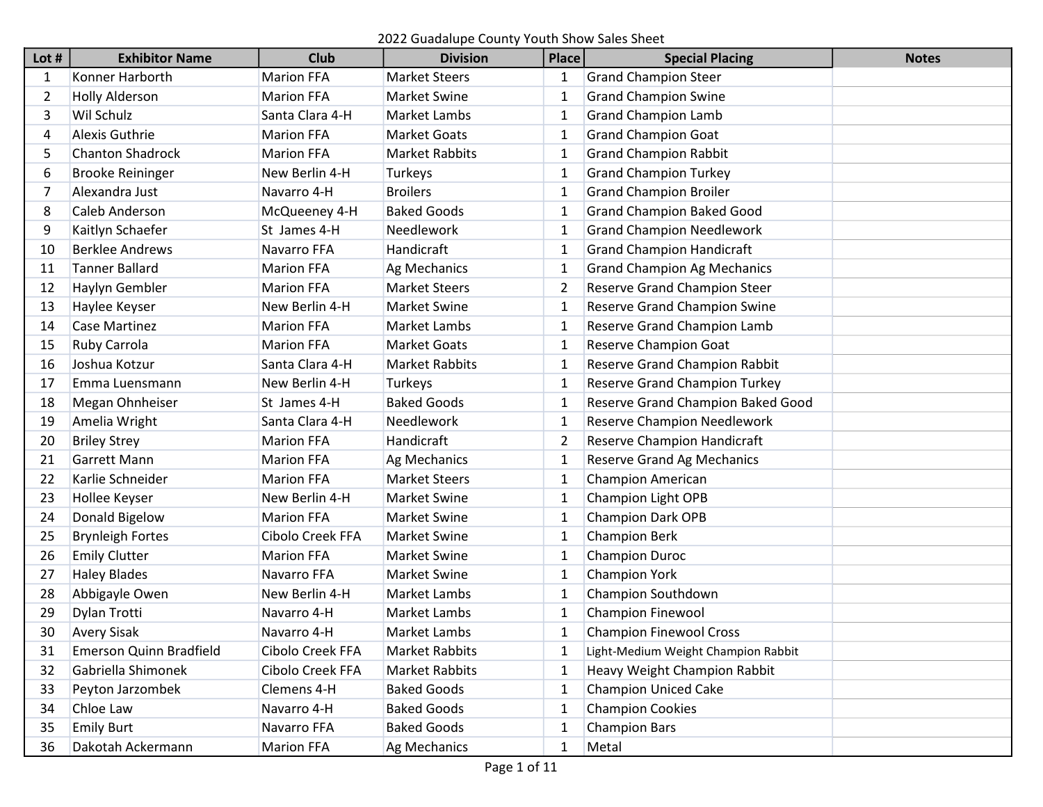# 2022 Guadalupe County Youth Show Sales Sheet

| Lot # | Exhibitor Name | Club | Division | Place | Special Placing | Notes |
|---|---|---|---|---|---|---|
| 1 | Konner Harborth | Marion FFA | Market Steers | 1 | Grand Champion Steer | |
| 2 | Holly Alderson | Marion FFA | Market Swine | 1 | Grand Champion Swine | |
| 3 | Wil Schulz | Santa Clara 4-H | Market Lambs | 1 | Grand Champion Lamb | |
| 4 | Alexis Guthrie | Marion FFA | Market Goats | 1 | Grand Champion Goat | |
| 5 | Chanton Shadrock | Marion FFA | Market Rabbits | 1 | Grand Champion Rabbit | |
| 6 | Brooke Reininger | New Berlin 4-H | Turkeys | 1 | Grand Champion Turkey | |
| 7 | Alexandra Just | Navarro 4-H | Broilers | 1 | Grand Champion Broiler | |
| 8 | Caleb Anderson | McQueeney 4-H | Baked Goods | 1 | Grand Champion Baked Good | |
| 9 | Kaitlyn Schaefer | St James 4-H | Needlework | 1 | Grand Champion Needlework | |
| 10 | Berklee Andrews | Navarro FFA | Handicraft | 1 | Grand Champion Handicraft | |
| 11 | Tanner Ballard | Marion FFA | Ag Mechanics | 1 | Grand Champion Ag Mechanics | |
| 12 | Haylyn Gembler | Marion FFA | Market Steers | 2 | Reserve Grand Champion Steer | |
| 13 | Haylee Keyser | New Berlin 4-H | Market Swine | 1 | Reserve Grand Champion Swine | |
| 14 | Case Martinez | Marion FFA | Market Lambs | 1 | Reserve Grand Champion Lamb | |
| 15 | Ruby Carrola | Marion FFA | Market Goats | 1 | Reserve Champion Goat | |
| 16 | Joshua Kotzur | Santa Clara 4-H | Market Rabbits | 1 | Reserve Grand Champion Rabbit | |
| 17 | Emma Luensmann | New Berlin 4-H | Turkeys | 1 | Reserve Grand Champion Turkey | |
| 18 | Megan Ohnheiser | St James 4-H | Baked Goods | 1 | Reserve Grand Champion Baked Good | |
| 19 | Amelia Wright | Santa Clara 4-H | Needlework | 1 | Reserve Champion Needlework | |
| 20 | Briley Strey | Marion FFA | Handicraft | 2 | Reserve Champion Handicraft | |
| 21 | Garrett Mann | Marion FFA | Ag Mechanics | 1 | Reserve Grand Ag Mechanics | |
| 22 | Karlie Schneider | Marion FFA | Market Steers | 1 | Champion American | |
| 23 | Hollee Keyser | New Berlin 4-H | Market Swine | 1 | Champion Light OPB | |
| 24 | Donald Bigelow | Marion FFA | Market Swine | 1 | Champion Dark OPB | |
| 25 | Brynleigh Fortes | Cibolo Creek FFA | Market Swine | 1 | Champion Berk | |
| 26 | Emily Clutter | Marion FFA | Market Swine | 1 | Champion Duroc | |
| 27 | Haley Blades | Navarro FFA | Market Swine | 1 | Champion York | |
| 28 | Abbigayle Owen | New Berlin 4-H | Market Lambs | 1 | Champion Southdown | |
| 29 | Dylan Trotti | Navarro 4-H | Market Lambs | 1 | Champion Finewool | |
| 30 | Avery Sisak | Navarro 4-H | Market Lambs | 1 | Champion Finewool Cross | |
| 31 | Emerson Quinn Bradfield | Cibolo Creek FFA | Market Rabbits | 1 | Light-Medium Weight Champion Rabbit | |
| 32 | Gabriella Shimonek | Cibolo Creek FFA | Market Rabbits | 1 | Heavy Weight Champion Rabbit | |
| 33 | Peyton Jarzombek | Clemens 4-H | Baked Goods | 1 | Champion Uniced Cake | |
| 34 | Chloe Law | Navarro 4-H | Baked Goods | 1 | Champion Cookies | |
| 35 | Emily Burt | Navarro FFA | Baked Goods | 1 | Champion Bars | |
| 36 | Dakotah Ackermann | Marion FFA | Ag Mechanics | 1 | Metal | |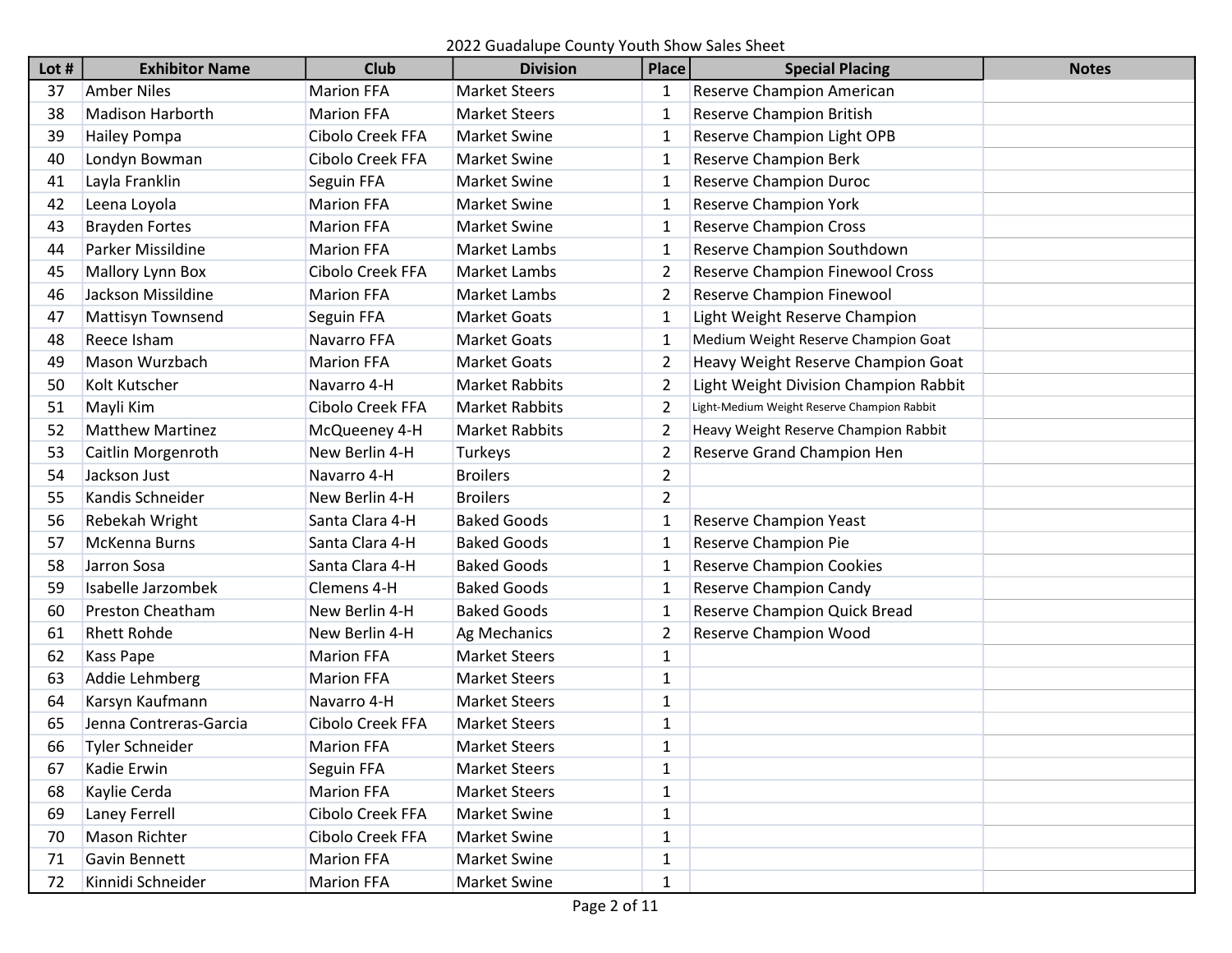2022 Guadalupe County Youth Show Sales Sheet

| Lot # | Exhibitor Name | Club | Division | Place | Special Placing | Notes |
|---|---|---|---|---|---|---|
| 37 | Amber Niles | Marion FFA | Market Steers | 1 | Reserve Champion American | |
| 38 | Madison Harborth | Marion FFA | Market Steers | 1 | Reserve Champion British | |
| 39 | Hailey Pompa | Cibolo Creek FFA | Market Swine | 1 | Reserve Champion Light OPB | |
| 40 | Londyn Bowman | Cibolo Creek FFA | Market Swine | 1 | Reserve Champion Berk | |
| 41 | Layla Franklin | Seguin FFA | Market Swine | 1 | Reserve Champion Duroc | |
| 42 | Leena Loyola | Marion FFA | Market Swine | 1 | Reserve Champion York | |
| 43 | Brayden Fortes | Marion FFA | Market Swine | 1 | Reserve Champion Cross | |
| 44 | Parker Missildine | Marion FFA | Market Lambs | 1 | Reserve Champion Southdown | |
| 45 | Mallory Lynn Box | Cibolo Creek FFA | Market Lambs | 2 | Reserve Champion Finewool Cross | |
| 46 | Jackson Missildine | Marion FFA | Market Lambs | 2 | Reserve Champion Finewool | |
| 47 | Mattisyn Townsend | Seguin FFA | Market Goats | 1 | Light Weight Reserve Champion | |
| 48 | Reece Isham | Navarro FFA | Market Goats | 1 | Medium Weight Reserve Champion Goat | |
| 49 | Mason Wurzbach | Marion FFA | Market Goats | 2 | Heavy Weight Reserve Champion Goat | |
| 50 | Kolt Kutscher | Navarro 4-H | Market Rabbits | 2 | Light Weight Division Champion Rabbit | |
| 51 | Mayli Kim | Cibolo Creek FFA | Market Rabbits | 2 | Light-Medium Weight Reserve Champion Rabbit | |
| 52 | Matthew Martinez | McQueeney 4-H | Market Rabbits | 2 | Heavy Weight Reserve Champion Rabbit | |
| 53 | Caitlin Morgenroth | New Berlin 4-H | Turkeys | 2 | Reserve Grand Champion Hen | |
| 54 | Jackson Just | Navarro 4-H | Broilers | 2 | | |
| 55 | Kandis Schneider | New Berlin 4-H | Broilers | 2 | | |
| 56 | Rebekah Wright | Santa Clara 4-H | Baked Goods | 1 | Reserve Champion Yeast | |
| 57 | McKenna Burns | Santa Clara 4-H | Baked Goods | 1 | Reserve Champion Pie | |
| 58 | Jarron Sosa | Santa Clara 4-H | Baked Goods | 1 | Reserve Champion Cookies | |
| 59 | Isabelle Jarzombek | Clemens 4-H | Baked Goods | 1 | Reserve Champion Candy | |
| 60 | Preston Cheatham | New Berlin 4-H | Baked Goods | 1 | Reserve Champion Quick Bread | |
| 61 | Rhett Rohde | New Berlin 4-H | Ag Mechanics | 2 | Reserve Champion Wood | |
| 62 | Kass Pape | Marion FFA | Market Steers | 1 | | |
| 63 | Addie Lehmberg | Marion FFA | Market Steers | 1 | | |
| 64 | Karsyn Kaufmann | Navarro 4-H | Market Steers | 1 | | |
| 65 | Jenna Contreras-Garcia | Cibolo Creek FFA | Market Steers | 1 | | |
| 66 | Tyler Schneider | Marion FFA | Market Steers | 1 | | |
| 67 | Kadie Erwin | Seguin FFA | Market Steers | 1 | | |
| 68 | Kaylie Cerda | Marion FFA | Market Steers | 1 | | |
| 69 | Laney Ferrell | Cibolo Creek FFA | Market Swine | 1 | | |
| 70 | Mason Richter | Cibolo Creek FFA | Market Swine | 1 | | |
| 71 | Gavin Bennett | Marion FFA | Market Swine | 1 | | |
| 72 | Kinnidi Schneider | Marion FFA | Market Swine | 1 | | |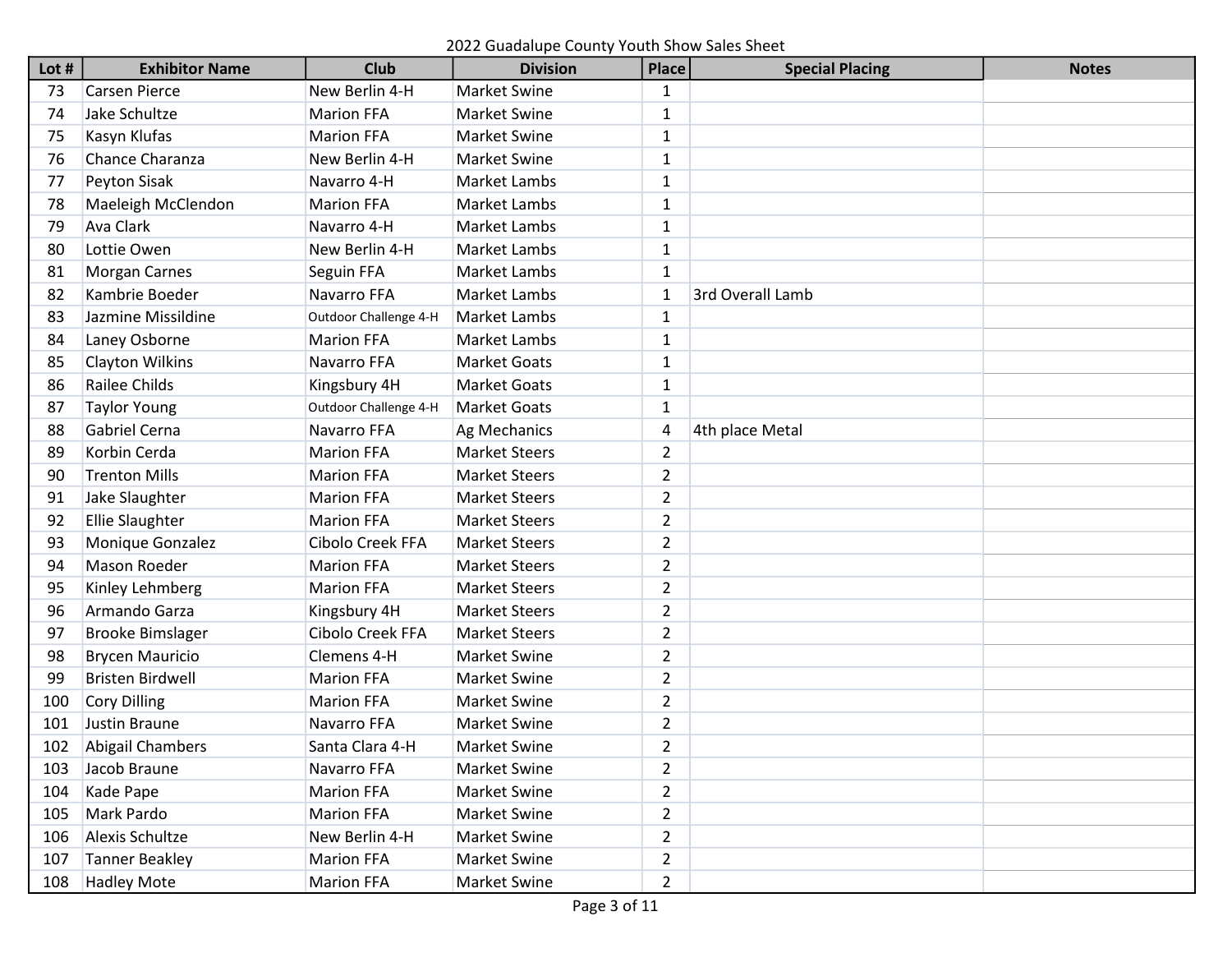2022 Guadalupe County Youth Show Sales Sheet

| Lot # | Exhibitor Name | Club | Division | Place | Special Placing | Notes |
|---|---|---|---|---|---|---|
| 73 | Carsen Pierce | New Berlin 4-H | Market Swine | 1 | | |
| 74 | Jake Schultze | Marion FFA | Market Swine | 1 | | |
| 75 | Kasyn Klufas | Marion FFA | Market Swine | 1 | | |
| 76 | Chance Charanza | New Berlin 4-H | Market Swine | 1 | | |
| 77 | Peyton Sisak | Navarro 4-H | Market Lambs | 1 | | |
| 78 | Maeleigh McClendon | Marion FFA | Market Lambs | 1 | | |
| 79 | Ava Clark | Navarro 4-H | Market Lambs | 1 | | |
| 80 | Lottie Owen | New Berlin 4-H | Market Lambs | 1 | | |
| 81 | Morgan Carnes | Seguin FFA | Market Lambs | 1 | | |
| 82 | Kambrie Boeder | Navarro FFA | Market Lambs | 1 | 3rd Overall Lamb | |
| 83 | Jazmine Missildine | Outdoor Challenge 4-H | Market Lambs | 1 | | |
| 84 | Laney Osborne | Marion FFA | Market Lambs | 1 | | |
| 85 | Clayton Wilkins | Navarro FFA | Market Goats | 1 | | |
| 86 | Railee Childs | Kingsbury 4H | Market Goats | 1 | | |
| 87 | Taylor Young | Outdoor Challenge 4-H | Market Goats | 1 | | |
| 88 | Gabriel Cerna | Navarro FFA | Ag Mechanics | 4 | 4th place Metal | |
| 89 | Korbin Cerda | Marion FFA | Market Steers | 2 | | |
| 90 | Trenton Mills | Marion FFA | Market Steers | 2 | | |
| 91 | Jake Slaughter | Marion FFA | Market Steers | 2 | | |
| 92 | Ellie Slaughter | Marion FFA | Market Steers | 2 | | |
| 93 | Monique Gonzalez | Cibolo Creek FFA | Market Steers | 2 | | |
| 94 | Mason Roeder | Marion FFA | Market Steers | 2 | | |
| 95 | Kinley Lehmberg | Marion FFA | Market Steers | 2 | | |
| 96 | Armando Garza | Kingsbury 4H | Market Steers | 2 | | |
| 97 | Brooke Bimslager | Cibolo Creek FFA | Market Steers | 2 | | |
| 98 | Brycen Mauricio | Clemens 4-H | Market Swine | 2 | | |
| 99 | Bristen Birdwell | Marion FFA | Market Swine | 2 | | |
| 100 | Cory Dilling | Marion FFA | Market Swine | 2 | | |
| 101 | Justin Braune | Navarro FFA | Market Swine | 2 | | |
| 102 | Abigail Chambers | Santa Clara 4-H | Market Swine | 2 | | |
| 103 | Jacob Braune | Navarro FFA | Market Swine | 2 | | |
| 104 | Kade Pape | Marion FFA | Market Swine | 2 | | |
| 105 | Mark Pardo | Marion FFA | Market Swine | 2 | | |
| 106 | Alexis Schultze | New Berlin 4-H | Market Swine | 2 | | |
| 107 | Tanner Beakley | Marion FFA | Market Swine | 2 | | |
| 108 | Hadley Mote | Marion FFA | Market Swine | 2 | | |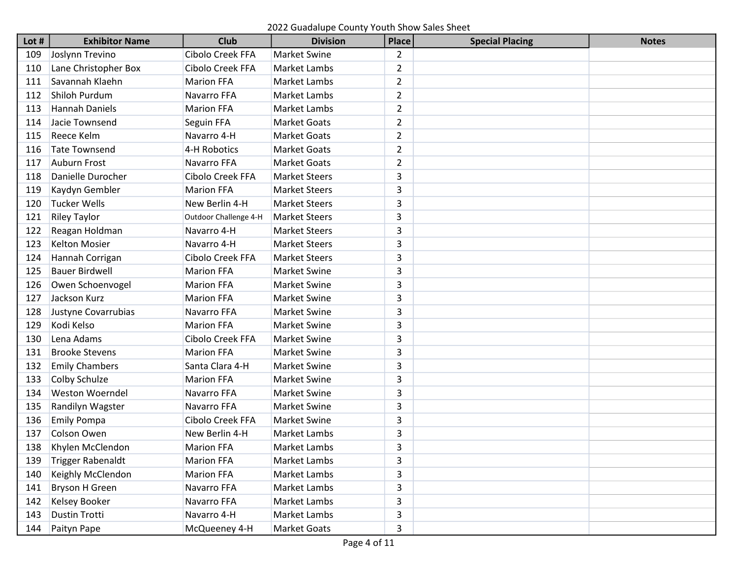2022 Guadalupe County Youth Show Sales Sheet

| Lot # | Exhibitor Name | Club | Division | Place | Special Placing | Notes |
|---|---|---|---|---|---|---|
| 109 | Joslynn Trevino | Cibolo Creek FFA | Market Swine | 2 | | |
| 110 | Lane Christopher Box | Cibolo Creek FFA | Market Lambs | 2 | | |
| 111 | Savannah Klaehn | Marion FFA | Market Lambs | 2 | | |
| 112 | Shiloh Purdum | Navarro FFA | Market Lambs | 2 | | |
| 113 | Hannah Daniels | Marion FFA | Market Lambs | 2 | | |
| 114 | Jacie Townsend | Seguin FFA | Market Goats | 2 | | |
| 115 | Reece Kelm | Navarro 4-H | Market Goats | 2 | | |
| 116 | Tate Townsend | 4-H Robotics | Market Goats | 2 | | |
| 117 | Auburn Frost | Navarro FFA | Market Goats | 2 | | |
| 118 | Danielle Durocher | Cibolo Creek FFA | Market Steers | 3 | | |
| 119 | Kaydyn Gembler | Marion FFA | Market Steers | 3 | | |
| 120 | Tucker Wells | New Berlin 4-H | Market Steers | 3 | | |
| 121 | Riley Taylor | Outdoor Challenge 4-H | Market Steers | 3 | | |
| 122 | Reagan Holdman | Navarro 4-H | Market Steers | 3 | | |
| 123 | Kelton Mosier | Navarro 4-H | Market Steers | 3 | | |
| 124 | Hannah Corrigan | Cibolo Creek FFA | Market Steers | 3 | | |
| 125 | Bauer Birdwell | Marion FFA | Market Swine | 3 | | |
| 126 | Owen Schoenvogel | Marion FFA | Market Swine | 3 | | |
| 127 | Jackson Kurz | Marion FFA | Market Swine | 3 | | |
| 128 | Justyne Covarrubias | Navarro FFA | Market Swine | 3 | | |
| 129 | Kodi Kelso | Marion FFA | Market Swine | 3 | | |
| 130 | Lena Adams | Cibolo Creek FFA | Market Swine | 3 | | |
| 131 | Brooke Stevens | Marion FFA | Market Swine | 3 | | |
| 132 | Emily Chambers | Santa Clara 4-H | Market Swine | 3 | | |
| 133 | Colby Schulze | Marion FFA | Market Swine | 3 | | |
| 134 | Weston Woerndel | Navarro FFA | Market Swine | 3 | | |
| 135 | Randilyn Wagster | Navarro FFA | Market Swine | 3 | | |
| 136 | Emily Pompa | Cibolo Creek FFA | Market Swine | 3 | | |
| 137 | Colson Owen | New Berlin 4-H | Market Lambs | 3 | | |
| 138 | Khylen McClendon | Marion FFA | Market Lambs | 3 | | |
| 139 | Trigger Rabenaldt | Marion FFA | Market Lambs | 3 | | |
| 140 | Keighly McClendon | Marion FFA | Market Lambs | 3 | | |
| 141 | Bryson H Green | Navarro FFA | Market Lambs | 3 | | |
| 142 | Kelsey Booker | Navarro FFA | Market Lambs | 3 | | |
| 143 | Dustin Trotti | Navarro 4-H | Market Lambs | 3 | | |
| 144 | Paityn Pape | McQueeney 4-H | Market Goats | 3 | | |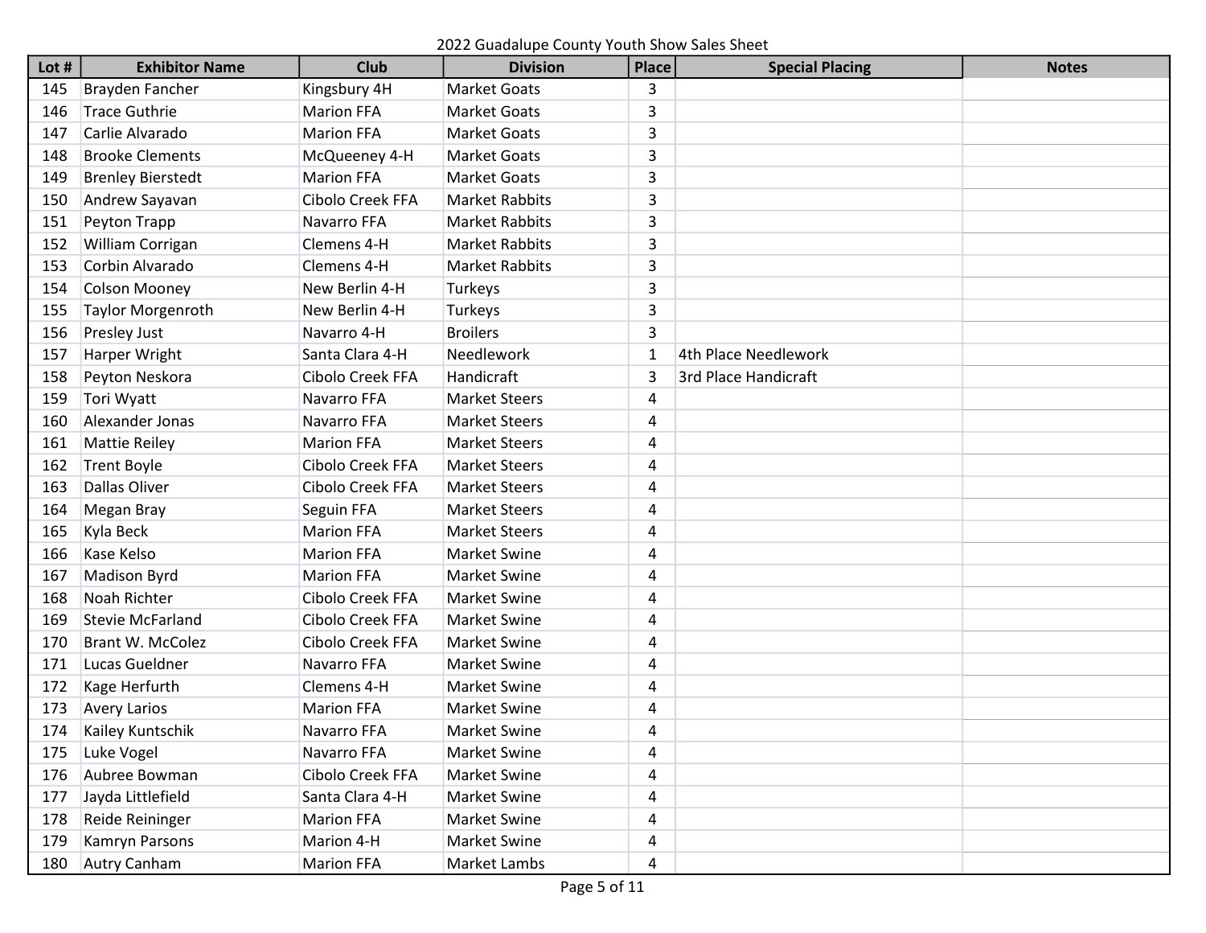2022 Guadalupe County Youth Show Sales Sheet

| Lot # | Exhibitor Name | Club | Division | Place | Special Placing | Notes |
|---|---|---|---|---|---|---|
| 145 | Brayden Fancher | Kingsbury 4H | Market Goats | 3 | | |
| 146 | Trace Guthrie | Marion FFA | Market Goats | 3 | | |
| 147 | Carlie Alvarado | Marion FFA | Market Goats | 3 | | |
| 148 | Brooke Clements | McQueeney 4-H | Market Goats | 3 | | |
| 149 | Brenley Bierstedt | Marion FFA | Market Goats | 3 | | |
| 150 | Andrew Sayavan | Cibolo Creek FFA | Market Rabbits | 3 | | |
| 151 | Peyton Trapp | Navarro FFA | Market Rabbits | 3 | | |
| 152 | William Corrigan | Clemens 4-H | Market Rabbits | 3 | | |
| 153 | Corbin Alvarado | Clemens 4-H | Market Rabbits | 3 | | |
| 154 | Colson Mooney | New Berlin 4-H | Turkeys | 3 | | |
| 155 | Taylor Morgenroth | New Berlin 4-H | Turkeys | 3 | | |
| 156 | Presley Just | Navarro 4-H | Broilers | 3 | | |
| 157 | Harper Wright | Santa Clara 4-H | Needlework | 1 | 4th Place Needlework | |
| 158 | Peyton Neskora | Cibolo Creek FFA | Handicraft | 3 | 3rd Place Handicraft | |
| 159 | Tori Wyatt | Navarro FFA | Market Steers | 4 | | |
| 160 | Alexander Jonas | Navarro FFA | Market Steers | 4 | | |
| 161 | Mattie Reiley | Marion FFA | Market Steers | 4 | | |
| 162 | Trent Boyle | Cibolo Creek FFA | Market Steers | 4 | | |
| 163 | Dallas Oliver | Cibolo Creek FFA | Market Steers | 4 | | |
| 164 | Megan Bray | Seguin FFA | Market Steers | 4 | | |
| 165 | Kyla Beck | Marion FFA | Market Steers | 4 | | |
| 166 | Kase Kelso | Marion FFA | Market Swine | 4 | | |
| 167 | Madison Byrd | Marion FFA | Market Swine | 4 | | |
| 168 | Noah Richter | Cibolo Creek FFA | Market Swine | 4 | | |
| 169 | Stevie McFarland | Cibolo Creek FFA | Market Swine | 4 | | |
| 170 | Brant W. McColez | Cibolo Creek FFA | Market Swine | 4 | | |
| 171 | Lucas Gueldner | Navarro FFA | Market Swine | 4 | | |
| 172 | Kage Herfurth | Clemens 4-H | Market Swine | 4 | | |
| 173 | Avery Larios | Marion FFA | Market Swine | 4 | | |
| 174 | Kailey Kuntschik | Navarro FFA | Market Swine | 4 | | |
| 175 | Luke Vogel | Navarro FFA | Market Swine | 4 | | |
| 176 | Aubree Bowman | Cibolo Creek FFA | Market Swine | 4 | | |
| 177 | Jayda Littlefield | Santa Clara 4-H | Market Swine | 4 | | |
| 178 | Reide Reininger | Marion FFA | Market Swine | 4 | | |
| 179 | Kamryn Parsons | Marion 4-H | Market Swine | 4 | | |
| 180 | Autry Canham | Marion FFA | Market Lambs | 4 | | |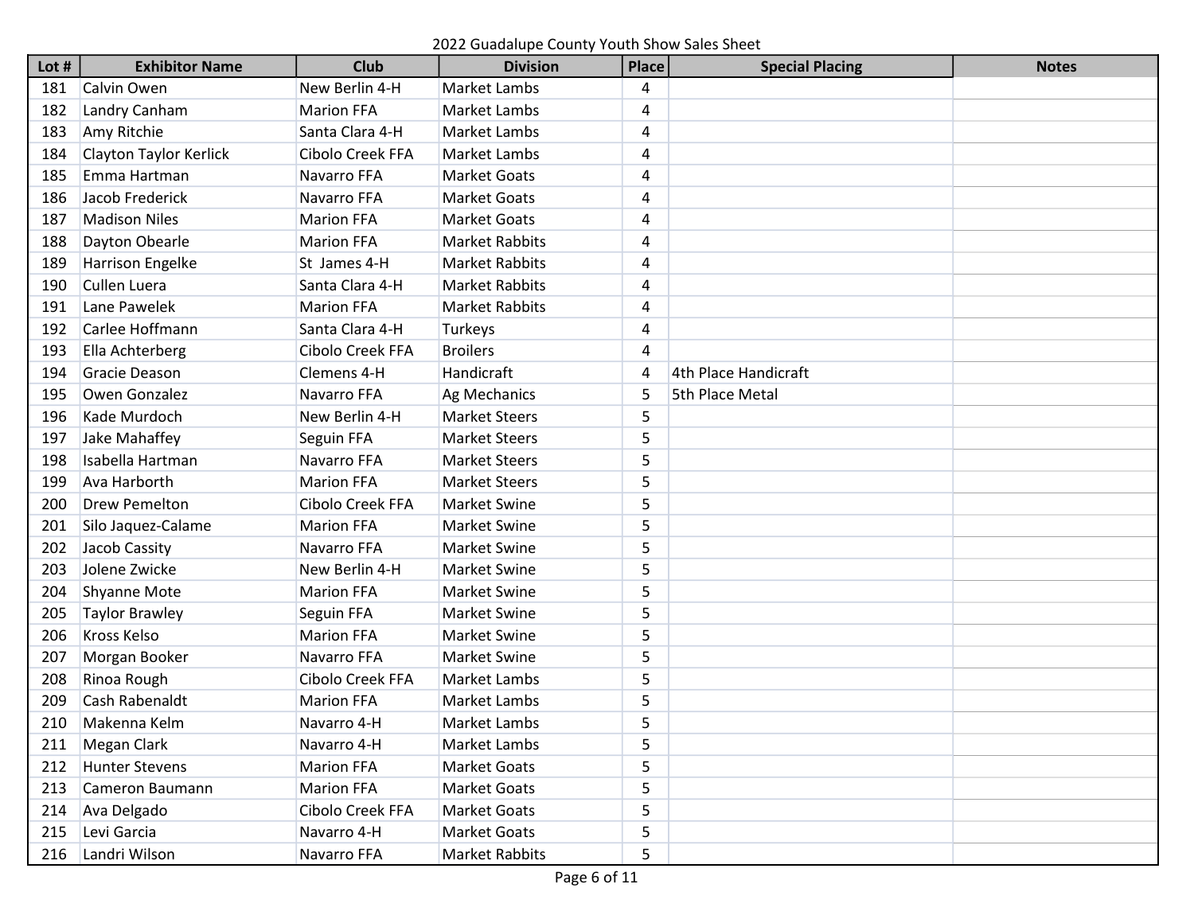2022 Guadalupe County Youth Show Sales Sheet

| Lot # | Exhibitor Name | Club | Division | Place | Special Placing | Notes |
|---|---|---|---|---|---|---|
| 181 | Calvin Owen | New Berlin 4-H | Market Lambs | 4 | | |
| 182 | Landry Canham | Marion FFA | Market Lambs | 4 | | |
| 183 | Amy Ritchie | Santa Clara 4-H | Market Lambs | 4 | | |
| 184 | Clayton Taylor Kerlick | Cibolo Creek FFA | Market Lambs | 4 | | |
| 185 | Emma Hartman | Navarro FFA | Market Goats | 4 | | |
| 186 | Jacob Frederick | Navarro FFA | Market Goats | 4 | | |
| 187 | Madison Niles | Marion FFA | Market Goats | 4 | | |
| 188 | Dayton Obearle | Marion FFA | Market Rabbits | 4 | | |
| 189 | Harrison Engelke | St James 4-H | Market Rabbits | 4 | | |
| 190 | Cullen Luera | Santa Clara 4-H | Market Rabbits | 4 | | |
| 191 | Lane Pawelek | Marion FFA | Market Rabbits | 4 | | |
| 192 | Carlee Hoffmann | Santa Clara 4-H | Turkeys | 4 | | |
| 193 | Ella Achterberg | Cibolo Creek FFA | Broilers | 4 | | |
| 194 | Gracie Deason | Clemens 4-H | Handicraft | 4 | 4th Place Handicraft | |
| 195 | Owen Gonzalez | Navarro FFA | Ag Mechanics | 5 | 5th Place Metal | |
| 196 | Kade Murdoch | New Berlin 4-H | Market Steers | 5 | | |
| 197 | Jake Mahaffey | Seguin FFA | Market Steers | 5 | | |
| 198 | Isabella Hartman | Navarro FFA | Market Steers | 5 | | |
| 199 | Ava Harborth | Marion FFA | Market Steers | 5 | | |
| 200 | Drew Pemelton | Cibolo Creek FFA | Market Swine | 5 | | |
| 201 | Silo Jaquez-Calame | Marion FFA | Market Swine | 5 | | |
| 202 | Jacob Cassity | Navarro FFA | Market Swine | 5 | | |
| 203 | Jolene Zwicke | New Berlin 4-H | Market Swine | 5 | | |
| 204 | Shyanne Mote | Marion FFA | Market Swine | 5 | | |
| 205 | Taylor Brawley | Seguin FFA | Market Swine | 5 | | |
| 206 | Kross Kelso | Marion FFA | Market Swine | 5 | | |
| 207 | Morgan Booker | Navarro FFA | Market Swine | 5 | | |
| 208 | Rinoa Rough | Cibolo Creek FFA | Market Lambs | 5 | | |
| 209 | Cash Rabenaldt | Marion FFA | Market Lambs | 5 | | |
| 210 | Makenna Kelm | Navarro 4-H | Market Lambs | 5 | | |
| 211 | Megan Clark | Navarro 4-H | Market Lambs | 5 | | |
| 212 | Hunter Stevens | Marion FFA | Market Goats | 5 | | |
| 213 | Cameron Baumann | Marion FFA | Market Goats | 5 | | |
| 214 | Ava Delgado | Cibolo Creek FFA | Market Goats | 5 | | |
| 215 | Levi Garcia | Navarro 4-H | Market Goats | 5 | | |
| 216 | Landri Wilson | Navarro FFA | Market Rabbits | 5 | | |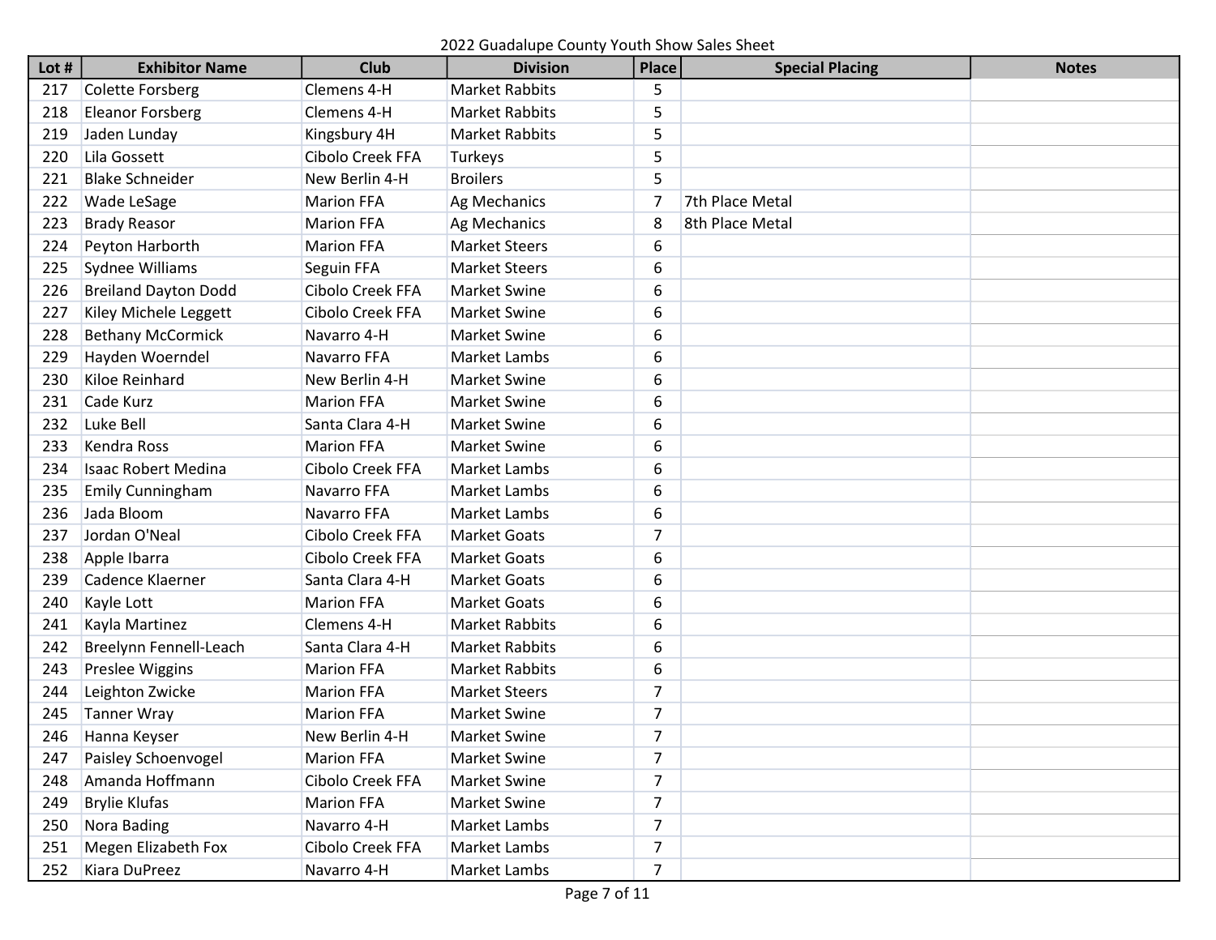2022 Guadalupe County Youth Show Sales Sheet

| Lot # | Exhibitor Name | Club | Division | Place | Special Placing | Notes |
|---|---|---|---|---|---|---|
| 217 | Colette Forsberg | Clemens 4-H | Market Rabbits | 5 | | |
| 218 | Eleanor Forsberg | Clemens 4-H | Market Rabbits | 5 | | |
| 219 | Jaden Lunday | Kingsbury 4H | Market Rabbits | 5 | | |
| 220 | Lila Gossett | Cibolo Creek FFA | Turkeys | 5 | | |
| 221 | Blake Schneider | New Berlin 4-H | Broilers | 5 | | |
| 222 | Wade LeSage | Marion FFA | Ag Mechanics | 7 | 7th Place Metal | |
| 223 | Brady Reasor | Marion FFA | Ag Mechanics | 8 | 8th Place Metal | |
| 224 | Peyton Harborth | Marion FFA | Market Steers | 6 | | |
| 225 | Sydnee Williams | Seguin FFA | Market Steers | 6 | | |
| 226 | Breiland Dayton Dodd | Cibolo Creek FFA | Market Swine | 6 | | |
| 227 | Kiley Michele Leggett | Cibolo Creek FFA | Market Swine | 6 | | |
| 228 | Bethany McCormick | Navarro 4-H | Market Swine | 6 | | |
| 229 | Hayden Woerndel | Navarro FFA | Market Lambs | 6 | | |
| 230 | Kiloe Reinhard | New Berlin 4-H | Market Swine | 6 | | |
| 231 | Cade Kurz | Marion FFA | Market Swine | 6 | | |
| 232 | Luke Bell | Santa Clara 4-H | Market Swine | 6 | | |
| 233 | Kendra Ross | Marion FFA | Market Swine | 6 | | |
| 234 | Isaac Robert Medina | Cibolo Creek FFA | Market Lambs | 6 | | |
| 235 | Emily Cunningham | Navarro FFA | Market Lambs | 6 | | |
| 236 | Jada Bloom | Navarro FFA | Market Lambs | 6 | | |
| 237 | Jordan O'Neal | Cibolo Creek FFA | Market Goats | 7 | | |
| 238 | Apple Ibarra | Cibolo Creek FFA | Market Goats | 6 | | |
| 239 | Cadence Klaerner | Santa Clara 4-H | Market Goats | 6 | | |
| 240 | Kayle Lott | Marion FFA | Market Goats | 6 | | |
| 241 | Kayla Martinez | Clemens 4-H | Market Rabbits | 6 | | |
| 242 | Breelynn Fennell-Leach | Santa Clara 4-H | Market Rabbits | 6 | | |
| 243 | Preslee Wiggins | Marion FFA | Market Rabbits | 6 | | |
| 244 | Leighton Zwicke | Marion FFA | Market Steers | 7 | | |
| 245 | Tanner Wray | Marion FFA | Market Swine | 7 | | |
| 246 | Hanna Keyser | New Berlin 4-H | Market Swine | 7 | | |
| 247 | Paisley Schoenvogel | Marion FFA | Market Swine | 7 | | |
| 248 | Amanda Hoffmann | Cibolo Creek FFA | Market Swine | 7 | | |
| 249 | Brylie Klufas | Marion FFA | Market Swine | 7 | | |
| 250 | Nora Bading | Navarro 4-H | Market Lambs | 7 | | |
| 251 | Megen Elizabeth Fox | Cibolo Creek FFA | Market Lambs | 7 | | |
| 252 | Kiara DuPreez | Navarro 4-H | Market Lambs | 7 | | |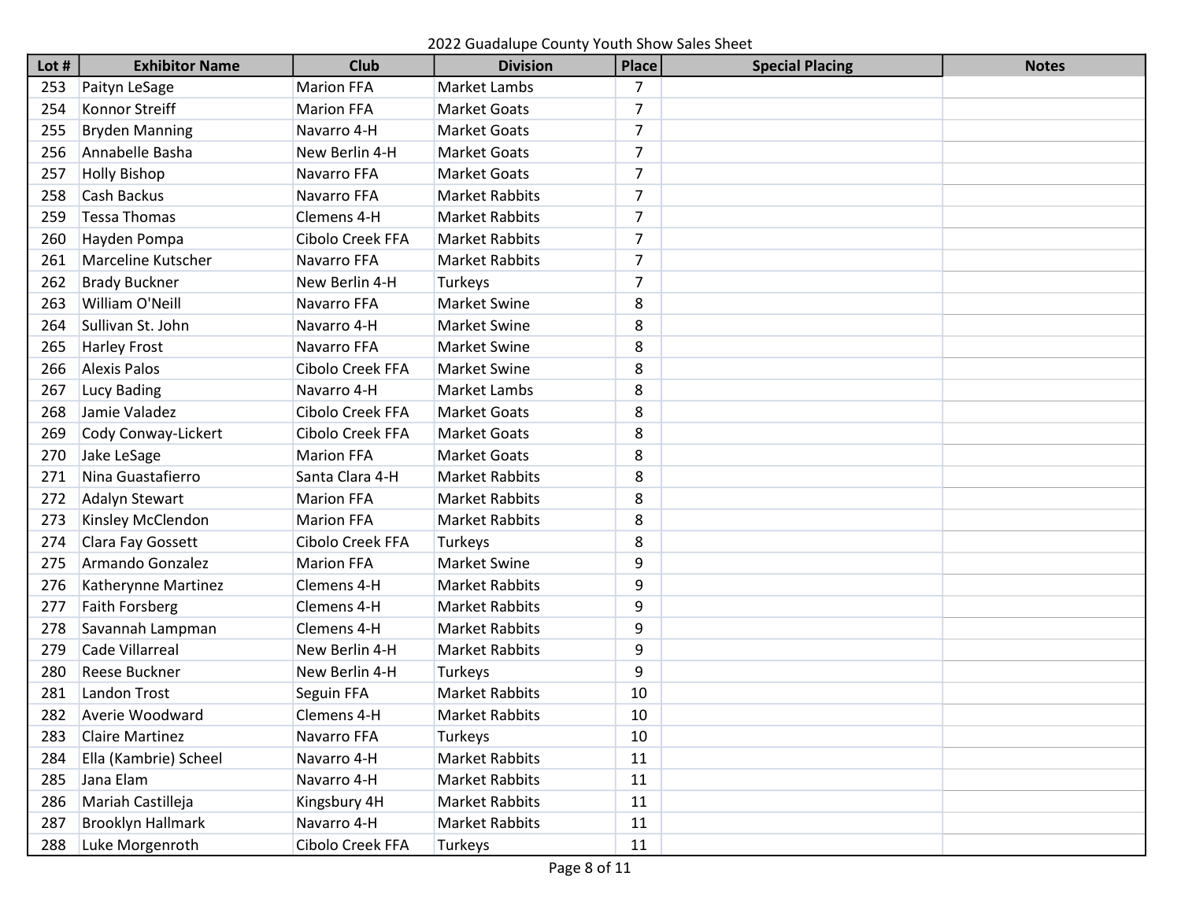2022 Guadalupe County Youth Show Sales Sheet

| Lot # | Exhibitor Name | Club | Division | Place | Special Placing | Notes |
|---|---|---|---|---|---|---|
| 253 | Paityn LeSage | Marion FFA | Market Lambs | 7 | | |
| 254 | Konnor Streiff | Marion FFA | Market Goats | 7 | | |
| 255 | Bryden Manning | Navarro 4-H | Market Goats | 7 | | |
| 256 | Annabelle Basha | New Berlin 4-H | Market Goats | 7 | | |
| 257 | Holly Bishop | Navarro FFA | Market Goats | 7 | | |
| 258 | Cash Backus | Navarro FFA | Market Rabbits | 7 | | |
| 259 | Tessa Thomas | Clemens 4-H | Market Rabbits | 7 | | |
| 260 | Hayden Pompa | Cibolo Creek FFA | Market Rabbits | 7 | | |
| 261 | Marceline Kutscher | Navarro FFA | Market Rabbits | 7 | | |
| 262 | Brady Buckner | New Berlin 4-H | Turkeys | 7 | | |
| 263 | William O'Neill | Navarro FFA | Market Swine | 8 | | |
| 264 | Sullivan St. John | Navarro 4-H | Market Swine | 8 | | |
| 265 | Harley Frost | Navarro FFA | Market Swine | 8 | | |
| 266 | Alexis Palos | Cibolo Creek FFA | Market Swine | 8 | | |
| 267 | Lucy Bading | Navarro 4-H | Market Lambs | 8 | | |
| 268 | Jamie Valadez | Cibolo Creek FFA | Market Goats | 8 | | |
| 269 | Cody Conway-Lickert | Cibolo Creek FFA | Market Goats | 8 | | |
| 270 | Jake LeSage | Marion FFA | Market Goats | 8 | | |
| 271 | Nina Guastafierro | Santa Clara 4-H | Market Rabbits | 8 | | |
| 272 | Adalyn Stewart | Marion FFA | Market Rabbits | 8 | | |
| 273 | Kinsley McClendon | Marion FFA | Market Rabbits | 8 | | |
| 274 | Clara Fay Gossett | Cibolo Creek FFA | Turkeys | 8 | | |
| 275 | Armando Gonzalez | Marion FFA | Market Swine | 9 | | |
| 276 | Katherynne Martinez | Clemens 4-H | Market Rabbits | 9 | | |
| 277 | Faith Forsberg | Clemens 4-H | Market Rabbits | 9 | | |
| 278 | Savannah Lampman | Clemens 4-H | Market Rabbits | 9 | | |
| 279 | Cade Villarreal | New Berlin 4-H | Market Rabbits | 9 | | |
| 280 | Reese Buckner | New Berlin 4-H | Turkeys | 9 | | |
| 281 | Landon Trost | Seguin FFA | Market Rabbits | 10 | | |
| 282 | Averie Woodward | Clemens 4-H | Market Rabbits | 10 | | |
| 283 | Claire Martinez | Navarro FFA | Turkeys | 10 | | |
| 284 | Ella (Kambrie) Scheel | Navarro 4-H | Market Rabbits | 11 | | |
| 285 | Jana Elam | Navarro 4-H | Market Rabbits | 11 | | |
| 286 | Mariah Castilleja | Kingsbury 4H | Market Rabbits | 11 | | |
| 287 | Brooklyn Hallmark | Navarro 4-H | Market Rabbits | 11 | | |
| 288 | Luke Morgenroth | Cibolo Creek FFA | Turkeys | 11 | | |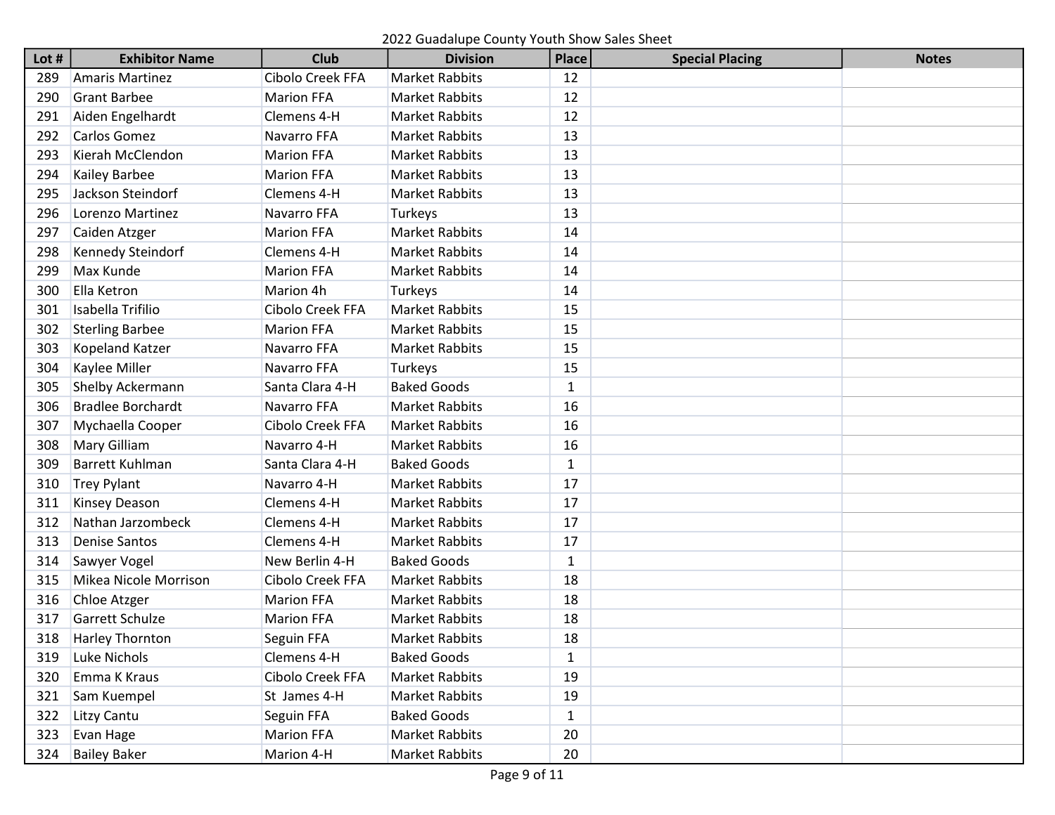2022 Guadalupe County Youth Show Sales Sheet

| Lot # | Exhibitor Name | Club | Division | Place | Special Placing | Notes |
|---|---|---|---|---|---|---|
| 289 | Amaris Martinez | Cibolo Creek FFA | Market Rabbits | 12 | | |
| 290 | Grant Barbee | Marion FFA | Market Rabbits | 12 | | |
| 291 | Aiden Engelhardt | Clemens 4-H | Market Rabbits | 12 | | |
| 292 | Carlos Gomez | Navarro FFA | Market Rabbits | 13 | | |
| 293 | Kierah McClendon | Marion FFA | Market Rabbits | 13 | | |
| 294 | Kailey Barbee | Marion FFA | Market Rabbits | 13 | | |
| 295 | Jackson Steindorf | Clemens 4-H | Market Rabbits | 13 | | |
| 296 | Lorenzo Martinez | Navarro FFA | Turkeys | 13 | | |
| 297 | Caiden Atzger | Marion FFA | Market Rabbits | 14 | | |
| 298 | Kennedy Steindorf | Clemens 4-H | Market Rabbits | 14 | | |
| 299 | Max Kunde | Marion FFA | Market Rabbits | 14 | | |
| 300 | Ella Ketron | Marion 4h | Turkeys | 14 | | |
| 301 | Isabella Trifilio | Cibolo Creek FFA | Market Rabbits | 15 | | |
| 302 | Sterling Barbee | Marion FFA | Market Rabbits | 15 | | |
| 303 | Kopeland Katzer | Navarro FFA | Market Rabbits | 15 | | |
| 304 | Kaylee Miller | Navarro FFA | Turkeys | 15 | | |
| 305 | Shelby Ackermann | Santa Clara 4-H | Baked Goods | 1 | | |
| 306 | Bradlee Borchardt | Navarro FFA | Market Rabbits | 16 | | |
| 307 | Mychaella Cooper | Cibolo Creek FFA | Market Rabbits | 16 | | |
| 308 | Mary Gilliam | Navarro 4-H | Market Rabbits | 16 | | |
| 309 | Barrett Kuhlman | Santa Clara 4-H | Baked Goods | 1 | | |
| 310 | Trey Pylant | Navarro 4-H | Market Rabbits | 17 | | |
| 311 | Kinsey Deason | Clemens 4-H | Market Rabbits | 17 | | |
| 312 | Nathan Jarzombeck | Clemens 4-H | Market Rabbits | 17 | | |
| 313 | Denise Santos | Clemens 4-H | Market Rabbits | 17 | | |
| 314 | Sawyer Vogel | New Berlin 4-H | Baked Goods | 1 | | |
| 315 | Mikea Nicole Morrison | Cibolo Creek FFA | Market Rabbits | 18 | | |
| 316 | Chloe Atzger | Marion FFA | Market Rabbits | 18 | | |
| 317 | Garrett Schulze | Marion FFA | Market Rabbits | 18 | | |
| 318 | Harley Thornton | Seguin FFA | Market Rabbits | 18 | | |
| 319 | Luke Nichols | Clemens 4-H | Baked Goods | 1 | | |
| 320 | Emma K Kraus | Cibolo Creek FFA | Market Rabbits | 19 | | |
| 321 | Sam Kuempel | St  James 4-H | Market Rabbits | 19 | | |
| 322 | Litzy Cantu | Seguin FFA | Baked Goods | 1 | | |
| 323 | Evan Hage | Marion FFA | Market Rabbits | 20 | | |
| 324 | Bailey Baker | Marion 4-H | Market Rabbits | 20 | | |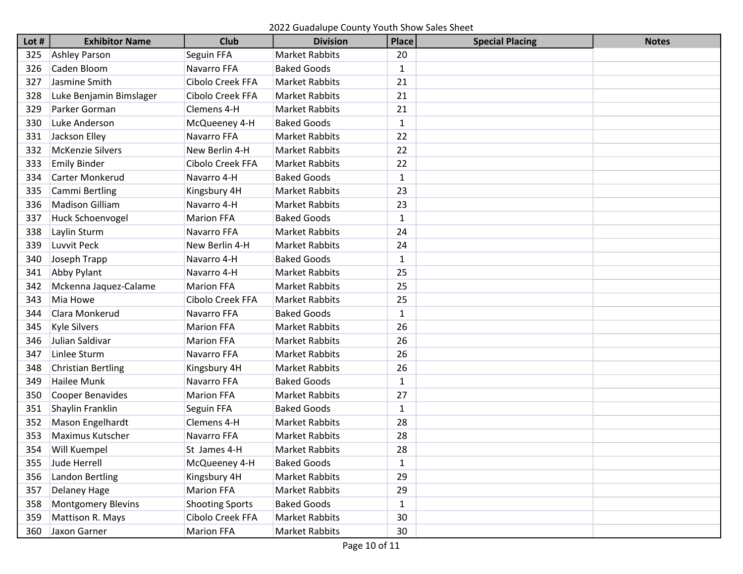2022 Guadalupe County Youth Show Sales Sheet

| Lot # | Exhibitor Name | Club | Division | Place | Special Placing | Notes |
|---|---|---|---|---|---|---|
| 325 | Ashley Parson | Seguin FFA | Market Rabbits | 20 | | |
| 326 | Caden Bloom | Navarro FFA | Baked Goods | 1 | | |
| 327 | Jasmine Smith | Cibolo Creek FFA | Market Rabbits | 21 | | |
| 328 | Luke Benjamin Bimslager | Cibolo Creek FFA | Market Rabbits | 21 | | |
| 329 | Parker Gorman | Clemens 4-H | Market Rabbits | 21 | | |
| 330 | Luke Anderson | McQueeney 4-H | Baked Goods | 1 | | |
| 331 | Jackson Elley | Navarro FFA | Market Rabbits | 22 | | |
| 332 | McKenzie Silvers | New Berlin 4-H | Market Rabbits | 22 | | |
| 333 | Emily Binder | Cibolo Creek FFA | Market Rabbits | 22 | | |
| 334 | Carter Monkerud | Navarro 4-H | Baked Goods | 1 | | |
| 335 | Cammi Bertling | Kingsbury 4H | Market Rabbits | 23 | | |
| 336 | Madison Gilliam | Navarro 4-H | Market Rabbits | 23 | | |
| 337 | Huck Schoenvogel | Marion FFA | Baked Goods | 1 | | |
| 338 | Laylin Sturm | Navarro FFA | Market Rabbits | 24 | | |
| 339 | Luvvit Peck | New Berlin 4-H | Market Rabbits | 24 | | |
| 340 | Joseph Trapp | Navarro 4-H | Baked Goods | 1 | | |
| 341 | Abby Pylant | Navarro 4-H | Market Rabbits | 25 | | |
| 342 | Mckenna Jaquez-Calame | Marion FFA | Market Rabbits | 25 | | |
| 343 | Mia Howe | Cibolo Creek FFA | Market Rabbits | 25 | | |
| 344 | Clara Monkerud | Navarro FFA | Baked Goods | 1 | | |
| 345 | Kyle Silvers | Marion FFA | Market Rabbits | 26 | | |
| 346 | Julian Saldivar | Marion FFA | Market Rabbits | 26 | | |
| 347 | Linlee Sturm | Navarro FFA | Market Rabbits | 26 | | |
| 348 | Christian Bertling | Kingsbury 4H | Market Rabbits | 26 | | |
| 349 | Hailee Munk | Navarro FFA | Baked Goods | 1 | | |
| 350 | Cooper Benavides | Marion FFA | Market Rabbits | 27 | | |
| 351 | Shaylin Franklin | Seguin FFA | Baked Goods | 1 | | |
| 352 | Mason Engelhardt | Clemens 4-H | Market Rabbits | 28 | | |
| 353 | Maximus Kutscher | Navarro FFA | Market Rabbits | 28 | | |
| 354 | Will Kuempel | St James 4-H | Market Rabbits | 28 | | |
| 355 | Jude Herrell | McQueeney 4-H | Baked Goods | 1 | | |
| 356 | Landon Bertling | Kingsbury 4H | Market Rabbits | 29 | | |
| 357 | Delaney Hage | Marion FFA | Market Rabbits | 29 | | |
| 358 | Montgomery Blevins | Shooting Sports | Baked Goods | 1 | | |
| 359 | Mattison R. Mays | Cibolo Creek FFA | Market Rabbits | 30 | | |
| 360 | Jaxon Garner | Marion FFA | Market Rabbits | 30 | | |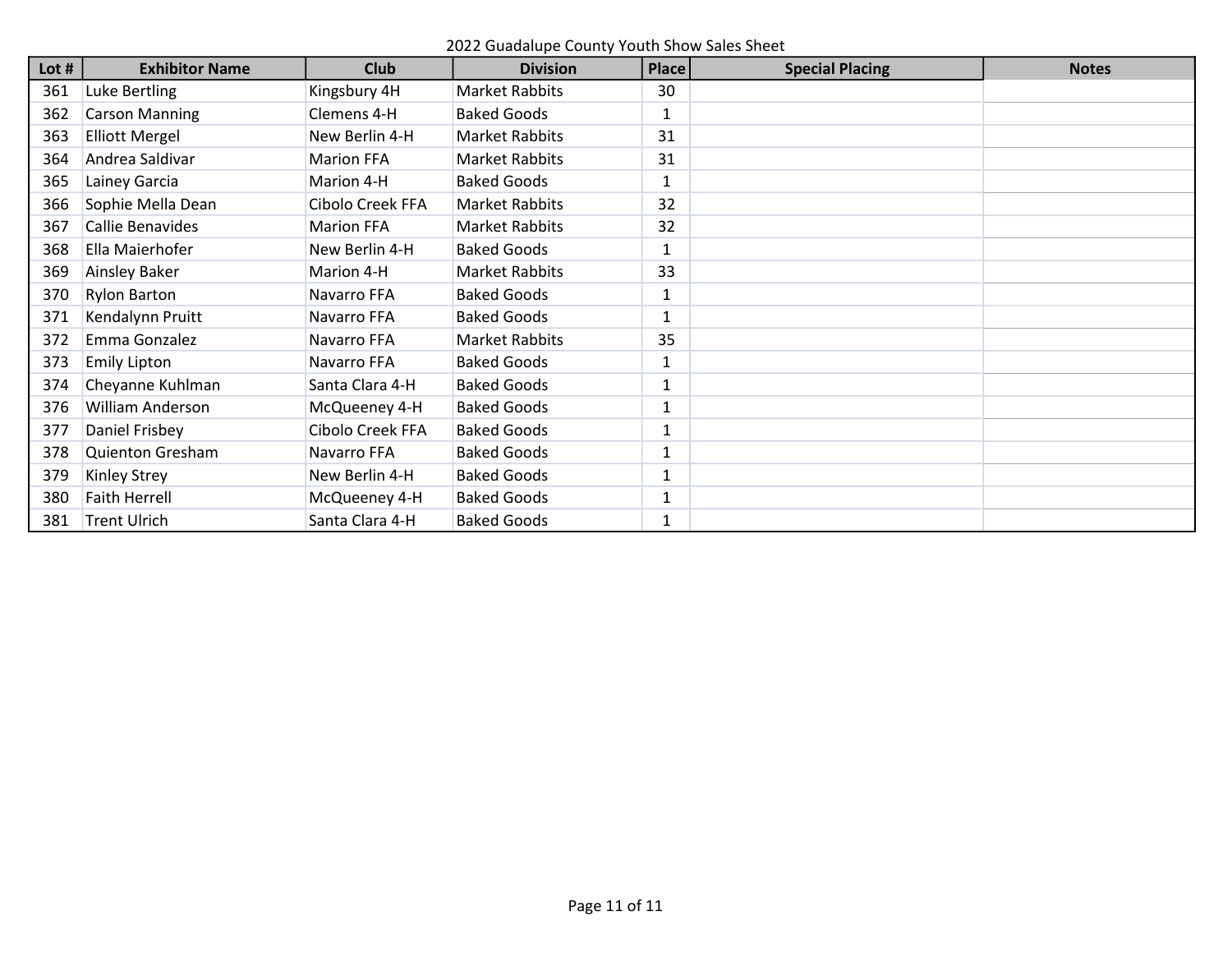2022 Guadalupe County Youth Show Sales Sheet

| Lot # | Exhibitor Name | Club | Division | Place | Special Placing | Notes |
|---|---|---|---|---|---|---|
| 361 | Luke Bertling | Kingsbury 4H | Market Rabbits | 30 | | |
| 362 | Carson Manning | Clemens 4-H | Baked Goods | 1 | | |
| 363 | Elliott Mergel | New Berlin 4-H | Market Rabbits | 31 | | |
| 364 | Andrea Saldivar | Marion FFA | Market Rabbits | 31 | | |
| 365 | Lainey Garcia | Marion 4-H | Baked Goods | 1 | | |
| 366 | Sophie Mella Dean | Cibolo Creek FFA | Market Rabbits | 32 | | |
| 367 | Callie Benavides | Marion FFA | Market Rabbits | 32 | | |
| 368 | Ella Maierhofer | New Berlin 4-H | Baked Goods | 1 | | |
| 369 | Ainsley Baker | Marion 4-H | Market Rabbits | 33 | | |
| 370 | Rylon Barton | Navarro FFA | Baked Goods | 1 | | |
| 371 | Kendalynn Pruitt | Navarro FFA | Baked Goods | 1 | | |
| 372 | Emma Gonzalez | Navarro FFA | Market Rabbits | 35 | | |
| 373 | Emily Lipton | Navarro FFA | Baked Goods | 1 | | |
| 374 | Cheyanne Kuhlman | Santa Clara 4-H | Baked Goods | 1 | | |
| 376 | William Anderson | McQueeney 4-H | Baked Goods | 1 | | |
| 377 | Daniel Frisbey | Cibolo Creek FFA | Baked Goods | 1 | | |
| 378 | Quienton Gresham | Navarro FFA | Baked Goods | 1 | | |
| 379 | Kinley Strey | New Berlin 4-H | Baked Goods | 1 | | |
| 380 | Faith Herrell | McQueeney 4-H | Baked Goods | 1 | | |
| 381 | Trent Ulrich | Santa Clara 4-H | Baked Goods | 1 | | |